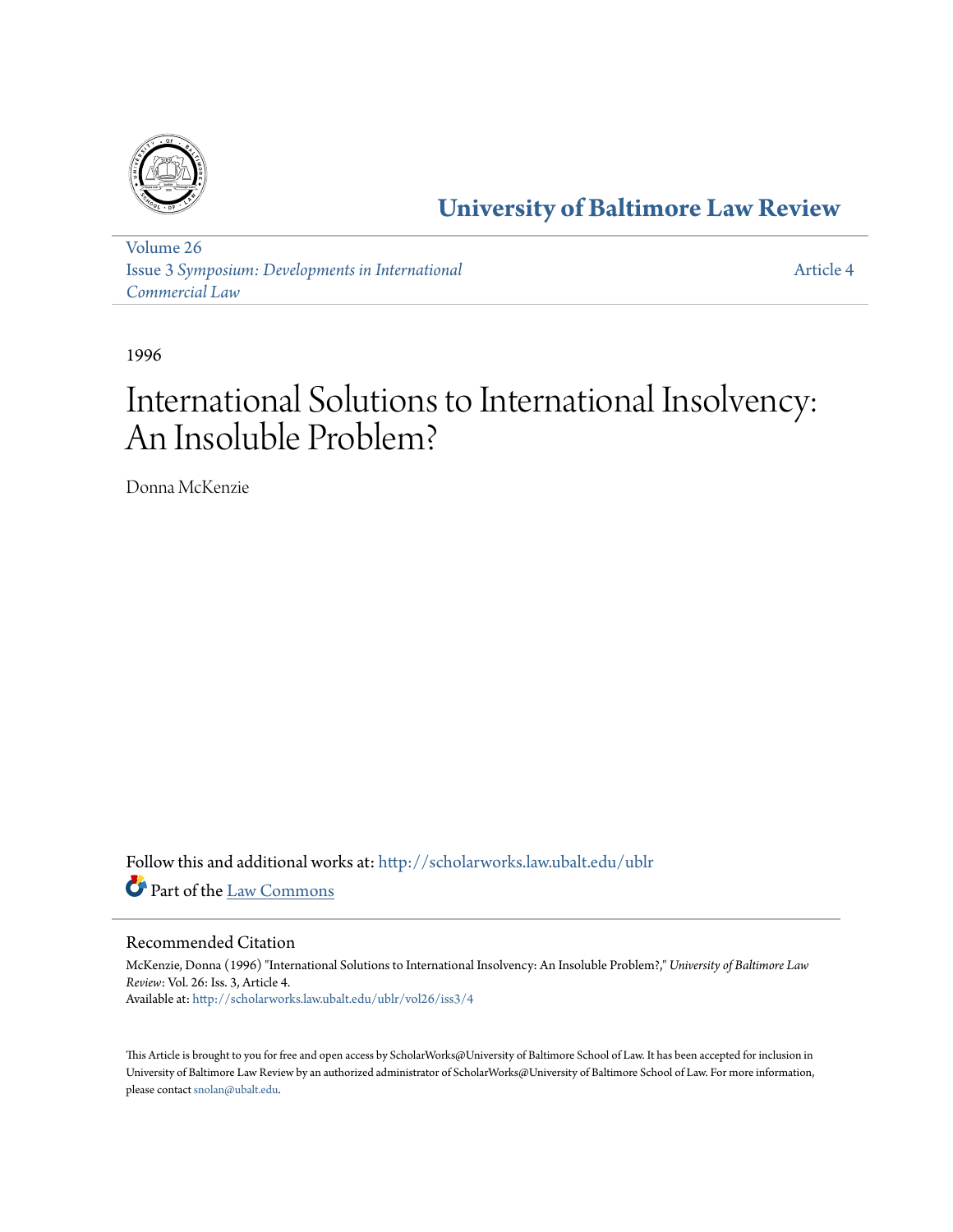# University of Baltimore Law Review

Volume 26
Issue 3 *Symposium: Developments in International Commercial Law*

Article 4

1996

# International Solutions to International Insolvency: An Insoluble Problem?

Donna McKenzie

Follow this and additional works at: http://scholarworks.law.ubalt.edu/ublr

Part of the Law Commons

## Recommended Citation

McKenzie, Donna (1996) "International Solutions to International Insolvency: An Insoluble Problem?," *University of Baltimore Law Review*: Vol. 26: Iss. 3, Article 4.
Available at: http://scholarworks.law.ubalt.edu/ublr/vol26/iss3/4

This Article is brought to you for free and open access by ScholarWorks@University of Baltimore School of Law. It has been accepted for inclusion in University of Baltimore Law Review by an authorized administrator of ScholarWorks@University of Baltimore School of Law. For more information, please contact snolan@ubalt.edu.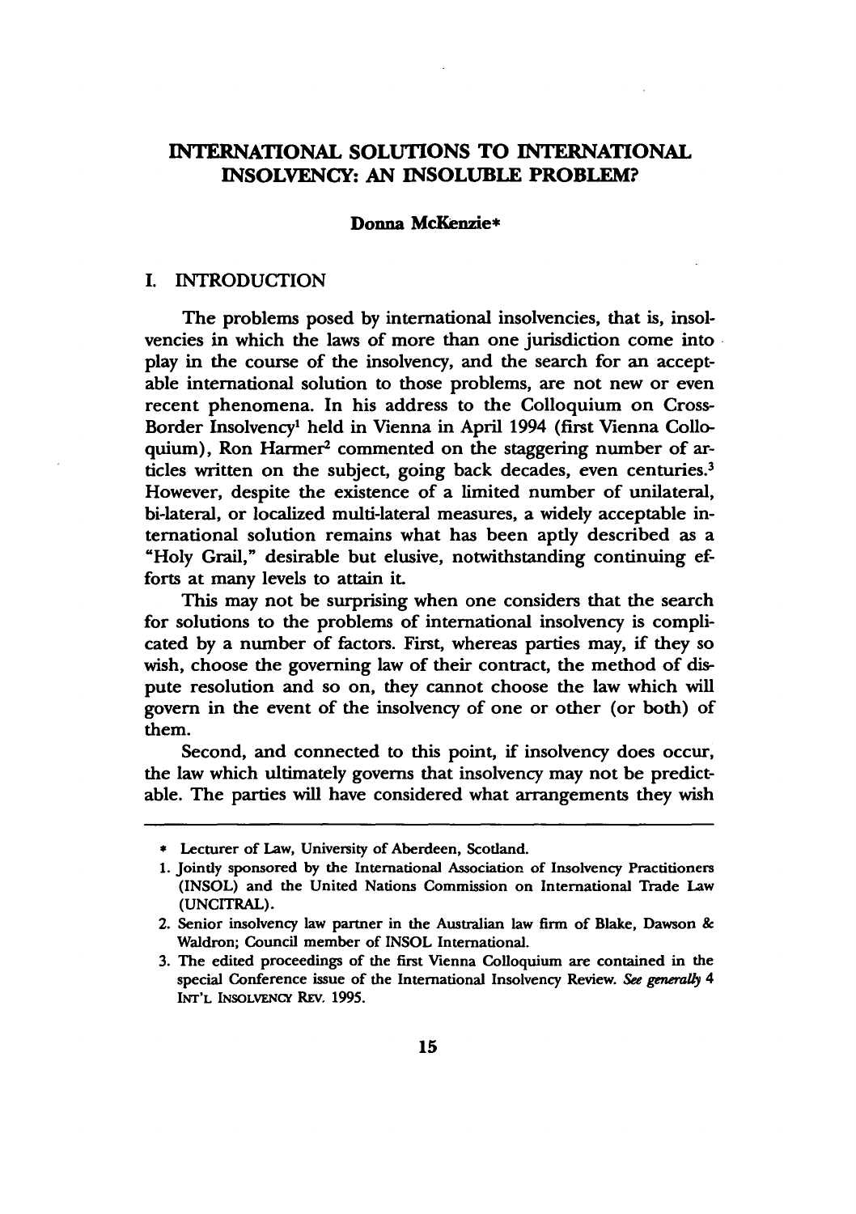# INTERNATIONAL SOLUTIONS TO INTERNATIONAL INSOLVENCY: AN INSOLUBLE PROBLEM?

**Donna McKenzie***

## I. INTRODUCTION

The problems posed by international insolvencies, that is, insolvencies in which the laws of more than one jurisdiction come into play in the course of the insolvency, and the search for an acceptable international solution to those problems, are not new or even recent phenomena. In his address to the Colloquium on Cross-Border Insolvency[1] held in Vienna in April 1994 (first Vienna Colloquium), Ron Harmer[2] commented on the staggering number of articles written on the subject, going back decades, even centuries.[3] However, despite the existence of a limited number of unilateral, bi-lateral, or localized multi-lateral measures, a widely acceptable international solution remains what has been aptly described as a "Holy Grail," desirable but elusive, notwithstanding continuing efforts at many levels to attain it.

This may not be surprising when one considers that the search for solutions to the problems of international insolvency is complicated by a number of factors. First, whereas parties may, if they so wish, choose the governing law of their contract, the method of dispute resolution and so on, they cannot choose the law which will govern in the event of the insolvency of one or other (or both) of them.

Second, and connected to this point, if insolvency does occur, the law which ultimately governs that insolvency may not be predictable. The parties will have considered what arrangements they wish

---

\* Lecturer of Law, University of Aberdeen, Scotland.

1. Jointly sponsored by the International Association of Insolvency Practitioners (INSOL) and the United Nations Commission on International Trade Law (UNCITRAL).

2. Senior insolvency law partner in the Australian law firm of Blake, Dawson & Waldron; Council member of INSOL International.

3. The edited proceedings of the first Vienna Colloquium are contained in the special Conference issue of the International Insolvency Review. *See generally* 4 INT'L INSOLVENCY REV. 1995.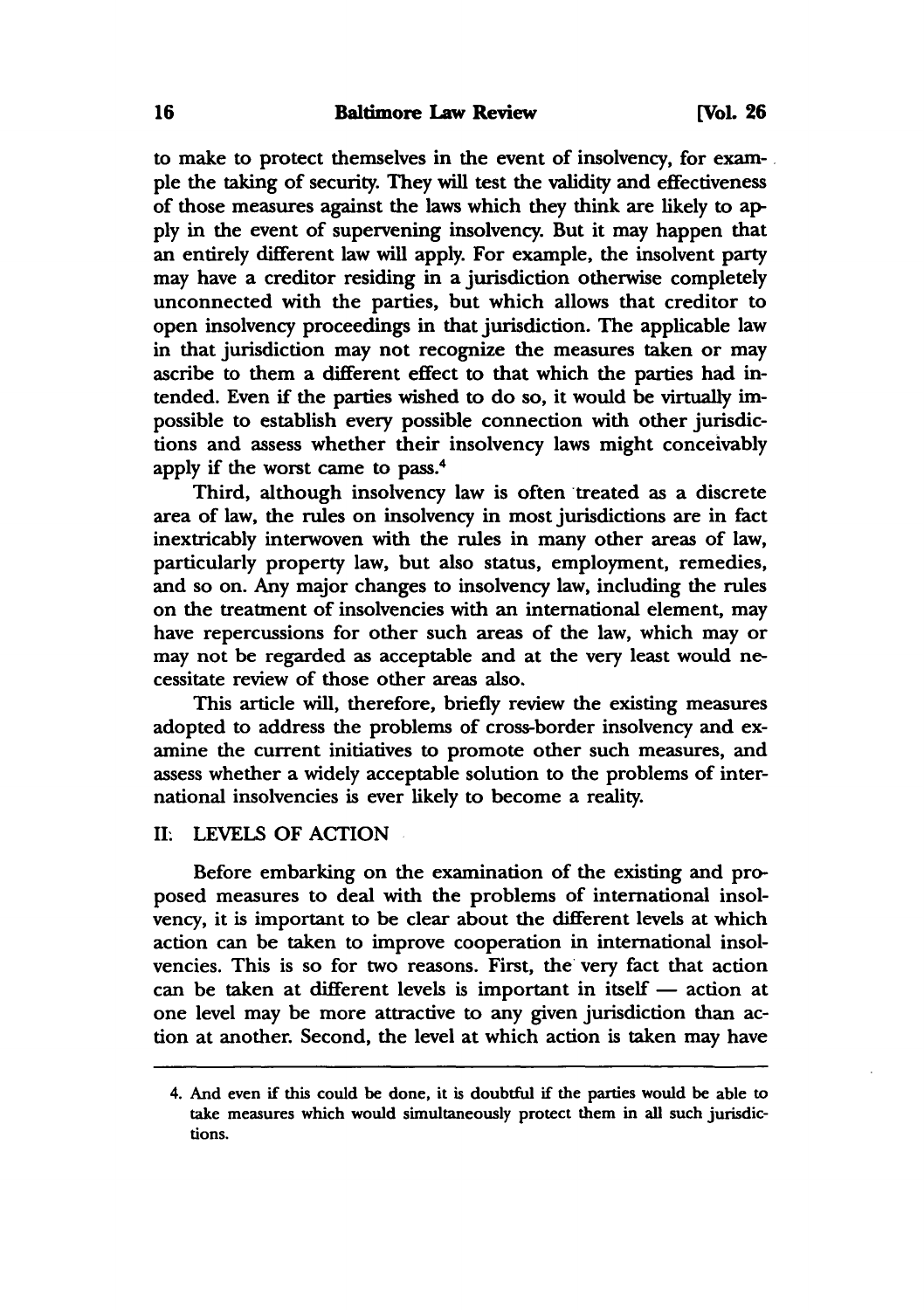to make to protect themselves in the event of insolvency, for example the taking of security. They will test the validity and effectiveness of those measures against the laws which they think are likely to apply in the event of supervening insolvency. But it may happen that an entirely different law will apply. For example, the insolvent party may have a creditor residing in a jurisdiction otherwise completely unconnected with the parties, but which allows that creditor to open insolvency proceedings in that jurisdiction. The applicable law in that jurisdiction may not recognize the measures taken or may ascribe to them a different effect to that which the parties had intended. Even if the parties wished to do so, it would be virtually impossible to establish every possible connection with other jurisdictions and assess whether their insolvency laws might conceivably apply if the worst came to pass.[4]

Third, although insolvency law is often treated as a discrete area of law, the rules on insolvency in most jurisdictions are in fact inextricably interwoven with the rules in many other areas of law, particularly property law, but also status, employment, remedies, and so on. Any major changes to insolvency law, including the rules on the treatment of insolvencies with an international element, may have repercussions for other such areas of the law, which may or may not be regarded as acceptable and at the very least would necessitate review of those other areas also.

This article will, therefore, briefly review the existing measures adopted to address the problems of cross-border insolvency and examine the current initiatives to promote other such measures, and assess whether a widely acceptable solution to the problems of international insolvencies is ever likely to become a reality.

## II. LEVELS OF ACTION

Before embarking on the examination of the existing and proposed measures to deal with the problems of international insolvency, it is important to be clear about the different levels at which action can be taken to improve cooperation in international insolvencies. This is so for two reasons. First, the very fact that action can be taken at different levels is important in itself — action at one level may be more attractive to any given jurisdiction than action at another. Second, the level at which action is taken may have

4. And even if this could be done, it is doubtful if the parties would be able to take measures which would simultaneously protect them in all such jurisdictions.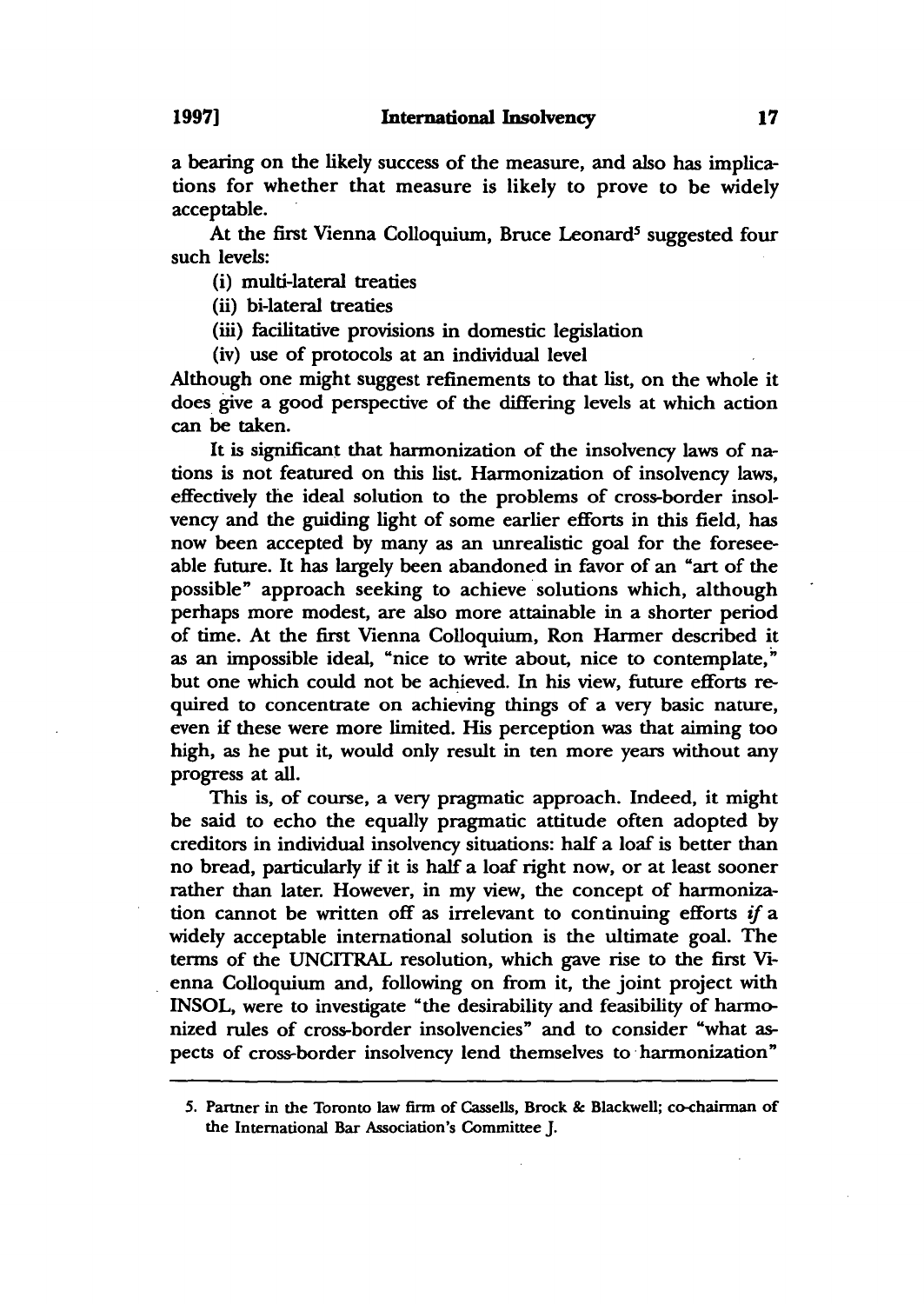a bearing on the likely success of the measure, and also has implications for whether that measure is likely to prove to be widely acceptable.

At the first Vienna Colloquium, Bruce Leonard[5] suggested four such levels:

(i) multi-lateral treaties

(ii) bi-lateral treaties

(iii) facilitative provisions in domestic legislation

(iv) use of protocols at an individual level

Although one might suggest refinements to that list, on the whole it does give a good perspective of the differing levels at which action can be taken.

It is significant that harmonization of the insolvency laws of nations is not featured on this list. Harmonization of insolvency laws, effectively the ideal solution to the problems of cross-border insolvency and the guiding light of some earlier efforts in this field, has now been accepted by many as an unrealistic goal for the foreseeable future. It has largely been abandoned in favor of an "art of the possible" approach seeking to achieve solutions which, although perhaps more modest, are also more attainable in a shorter period of time. At the first Vienna Colloquium, Ron Harmer described it as an impossible ideal, "nice to write about, nice to contemplate," but one which could not be achieved. In his view, future efforts required to concentrate on achieving things of a very basic nature, even if these were more limited. His perception was that aiming too high, as he put it, would only result in ten more years without any progress at all.

This is, of course, a very pragmatic approach. Indeed, it might be said to echo the equally pragmatic attitude often adopted by creditors in individual insolvency situations: half a loaf is better than no bread, particularly if it is half a loaf right now, or at least sooner rather than later. However, in my view, the concept of harmonization cannot be written off as irrelevant to continuing efforts *if* a widely acceptable international solution is the ultimate goal. The terms of the UNCITRAL resolution, which gave rise to the first Vienna Colloquium and, following on from it, the joint project with INSOL, were to investigate "the desirability and feasibility of harmonized rules of cross-border insolvencies" and to consider "what aspects of cross-border insolvency lend themselves to harmonization"

---

5. Partner in the Toronto law firm of Cassells, Brock & Blackwell; co-chairman of the International Bar Association's Committee J.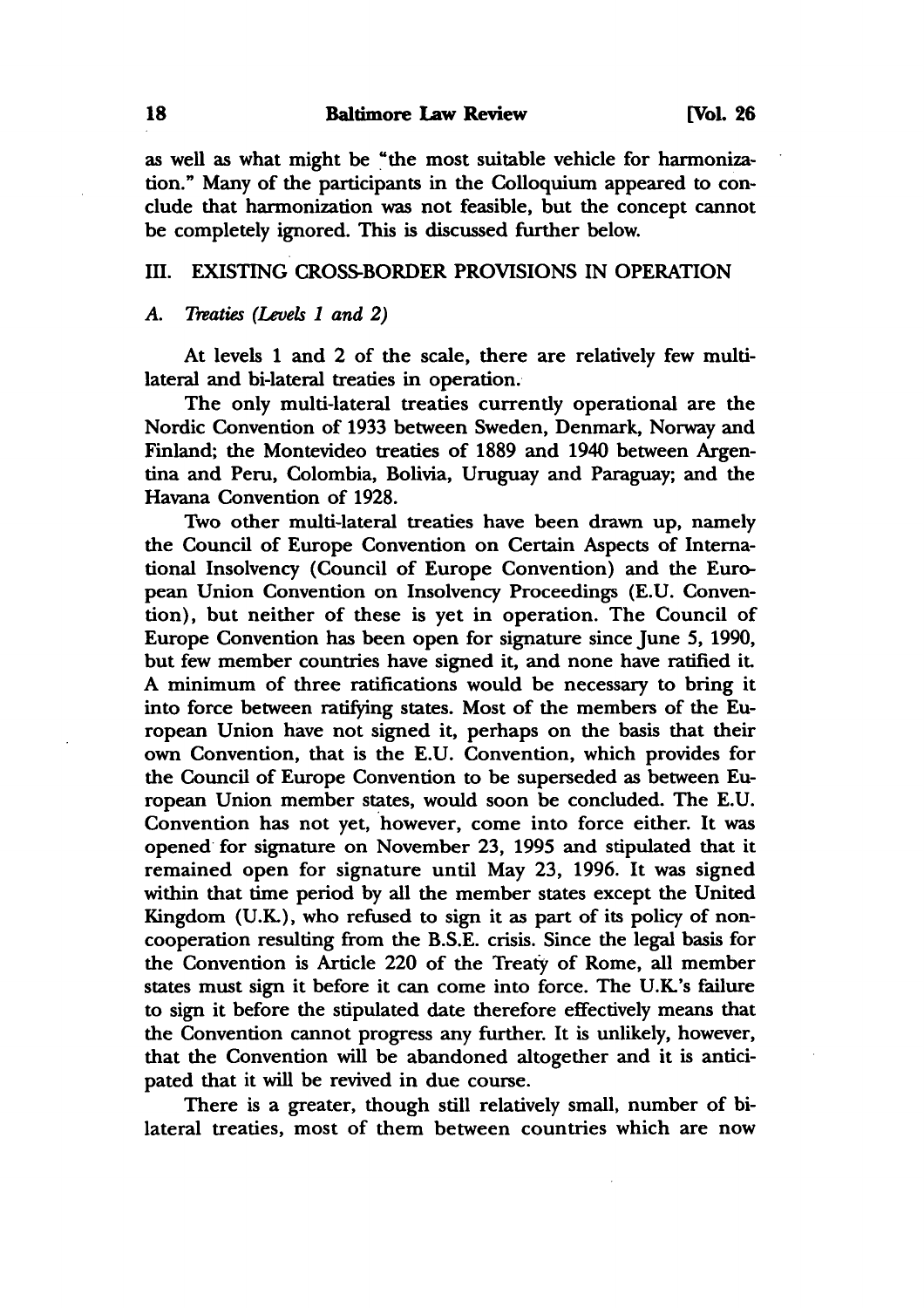as well as what might be "the most suitable vehicle for harmonization." Many of the participants in the Colloquium appeared to conclude that harmonization was not feasible, but the concept cannot be completely ignored. This is discussed further below.

## III. EXISTING CROSS-BORDER PROVISIONS IN OPERATION

### *A. Treaties (Levels 1 and 2)*

At levels 1 and 2 of the scale, there are relatively few multi-lateral and bi-lateral treaties in operation.

The only multi-lateral treaties currently operational are the Nordic Convention of 1933 between Sweden, Denmark, Norway and Finland; the Montevideo treaties of 1889 and 1940 between Argentina and Peru, Colombia, Bolivia, Uruguay and Paraguay; and the Havana Convention of 1928.

Two other multi-lateral treaties have been drawn up, namely the Council of Europe Convention on Certain Aspects of International Insolvency (Council of Europe Convention) and the European Union Convention on Insolvency Proceedings (E.U. Convention), but neither of these is yet in operation. The Council of Europe Convention has been open for signature since June 5, 1990, but few member countries have signed it, and none have ratified it. A minimum of three ratifications would be necessary to bring it into force between ratifying states. Most of the members of the European Union have not signed it, perhaps on the basis that their own Convention, that is the E.U. Convention, which provides for the Council of Europe Convention to be superseded as between European Union member states, would soon be concluded. The E.U. Convention has not yet, however, come into force either. It was opened for signature on November 23, 1995 and stipulated that it remained open for signature until May 23, 1996. It was signed within that time period by all the member states except the United Kingdom (U.K.), who refused to sign it as part of its policy of non-cooperation resulting from the B.S.E. crisis. Since the legal basis for the Convention is Article 220 of the Treaty of Rome, all member states must sign it before it can come into force. The U.K.'s failure to sign it before the stipulated date therefore effectively means that the Convention cannot progress any further. It is unlikely, however, that the Convention will be abandoned altogether and it is anticipated that it will be revived in due course.

There is a greater, though still relatively small, number of bi-lateral treaties, most of them between countries which are now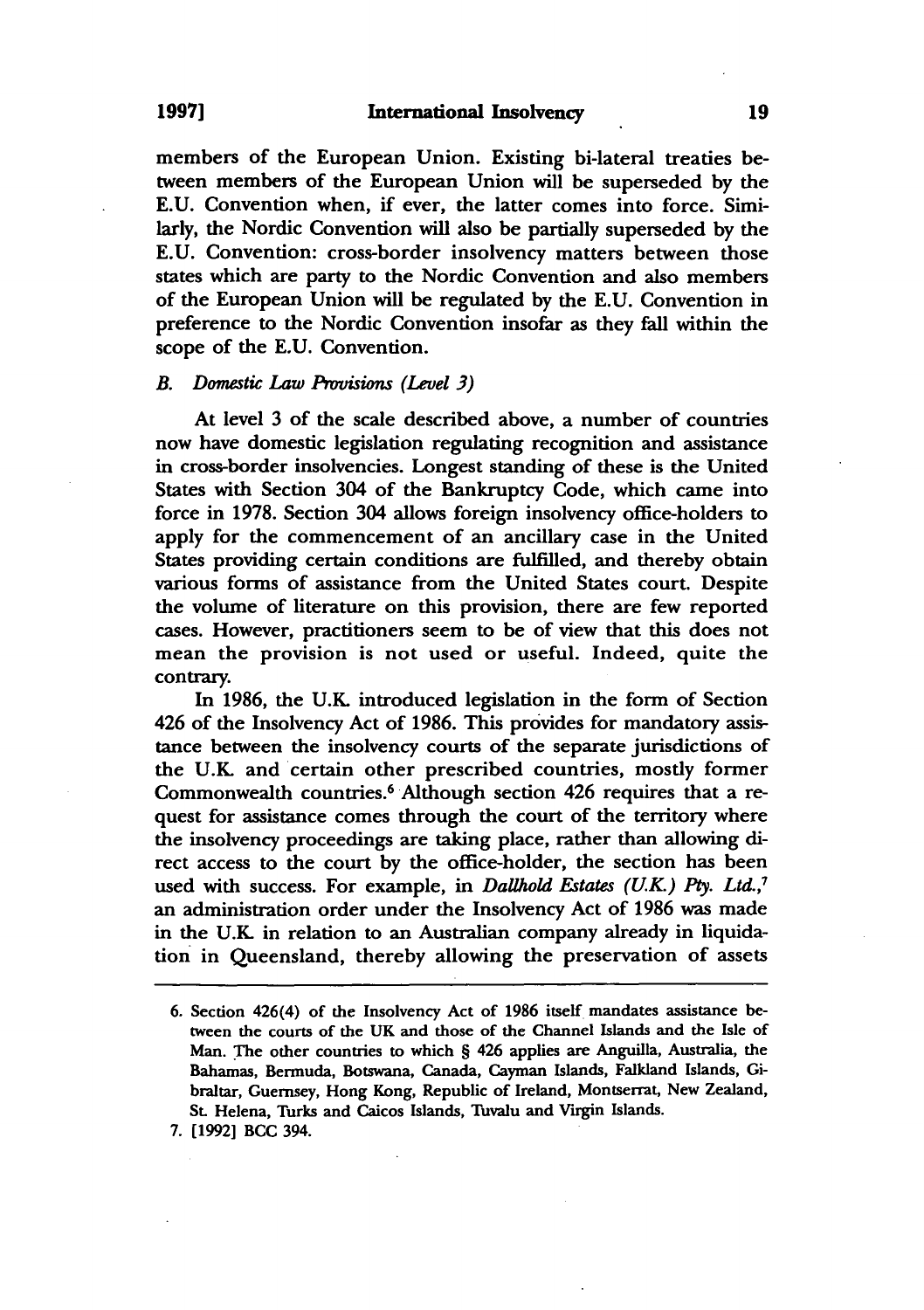members of the European Union. Existing bi-lateral treaties between members of the European Union will be superseded by the E.U. Convention when, if ever, the latter comes into force. Similarly, the Nordic Convention will also be partially superseded by the E.U. Convention: cross-border insolvency matters between those states which are party to the Nordic Convention and also members of the European Union will be regulated by the E.U. Convention in preference to the Nordic Convention insofar as they fall within the scope of the E.U. Convention.

### *B. Domestic Law Provisions (Level 3)*

At level 3 of the scale described above, a number of countries now have domestic legislation regulating recognition and assistance in cross-border insolvencies. Longest standing of these is the United States with Section 304 of the Bankruptcy Code, which came into force in 1978. Section 304 allows foreign insolvency office-holders to apply for the commencement of an ancillary case in the United States providing certain conditions are fulfilled, and thereby obtain various forms of assistance from the United States court. Despite the volume of literature on this provision, there are few reported cases. However, practitioners seem to be of view that this does not mean the provision is not used or useful. Indeed, quite the contrary.

In 1986, the U.K. introduced legislation in the form of Section 426 of the Insolvency Act of 1986. This provides for mandatory assistance between the insolvency courts of the separate jurisdictions of the U.K. and certain other prescribed countries, mostly former Commonwealth countries.[6] Although section 426 requires that a request for assistance comes through the court of the territory where the insolvency proceedings are taking place, rather than allowing direct access to the court by the office-holder, the section has been used with success. For example, in *Dallhold Estates (U.K.) Pty. Ltd.*,[7] an administration order under the Insolvency Act of 1986 was made in the U.K. in relation to an Australian company already in liquidation in Queensland, thereby allowing the preservation of assets

---

6. Section 426(4) of the Insolvency Act of 1986 itself mandates assistance between the courts of the UK and those of the Channel Islands and the Isle of Man. The other countries to which § 426 applies are Anguilla, Australia, the Bahamas, Bermuda, Botswana, Canada, Cayman Islands, Falkland Islands, Gibraltar, Guernsey, Hong Kong, Republic of Ireland, Montserrat, New Zealand, St. Helena, Turks and Caicos Islands, Tuvalu and Virgin Islands.

7. [1992] BCC 394.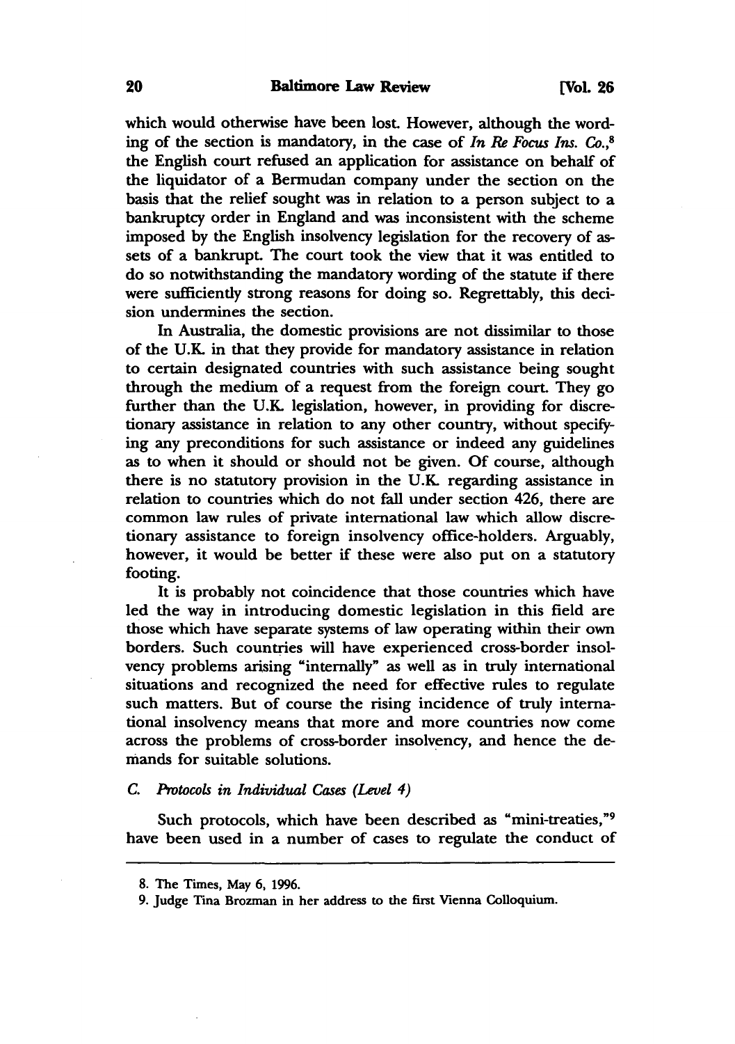which would otherwise have been lost. However, although the wording of the section is mandatory, in the case of *In Re Focus Ins. Co.*,[8] the English court refused an application for assistance on behalf of the liquidator of a Bermudan company under the section on the basis that the relief sought was in relation to a person subject to a bankruptcy order in England and was inconsistent with the scheme imposed by the English insolvency legislation for the recovery of assets of a bankrupt. The court took the view that it was entitled to do so notwithstanding the mandatory wording of the statute if there were sufficiently strong reasons for doing so. Regrettably, this decision undermines the section.

In Australia, the domestic provisions are not dissimilar to those of the U.K. in that they provide for mandatory assistance in relation to certain designated countries with such assistance being sought through the medium of a request from the foreign court. They go further than the U.K. legislation, however, in providing for discretionary assistance in relation to any other country, without specifying any preconditions for such assistance or indeed any guidelines as to when it should or should not be given. Of course, although there is no statutory provision in the U.K. regarding assistance in relation to countries which do not fall under section 426, there are common law rules of private international law which allow discretionary assistance to foreign insolvency office-holders. Arguably, however, it would be better if these were also put on a statutory footing.

It is probably not coincidence that those countries which have led the way in introducing domestic legislation in this field are those which have separate systems of law operating within their own borders. Such countries will have experienced cross-border insolvency problems arising "internally" as well as in truly international situations and recognized the need for effective rules to regulate such matters. But of course the rising incidence of truly international insolvency means that more and more countries now come across the problems of cross-border insolvency, and hence the demands for suitable solutions.

### C. *Protocols in Individual Cases (Level 4)*

Such protocols, which have been described as "mini-treaties,"[9] have been used in a number of cases to regulate the conduct of

---

8. The Times, May 6, 1996.

9. Judge Tina Brozman in her address to the first Vienna Colloquium.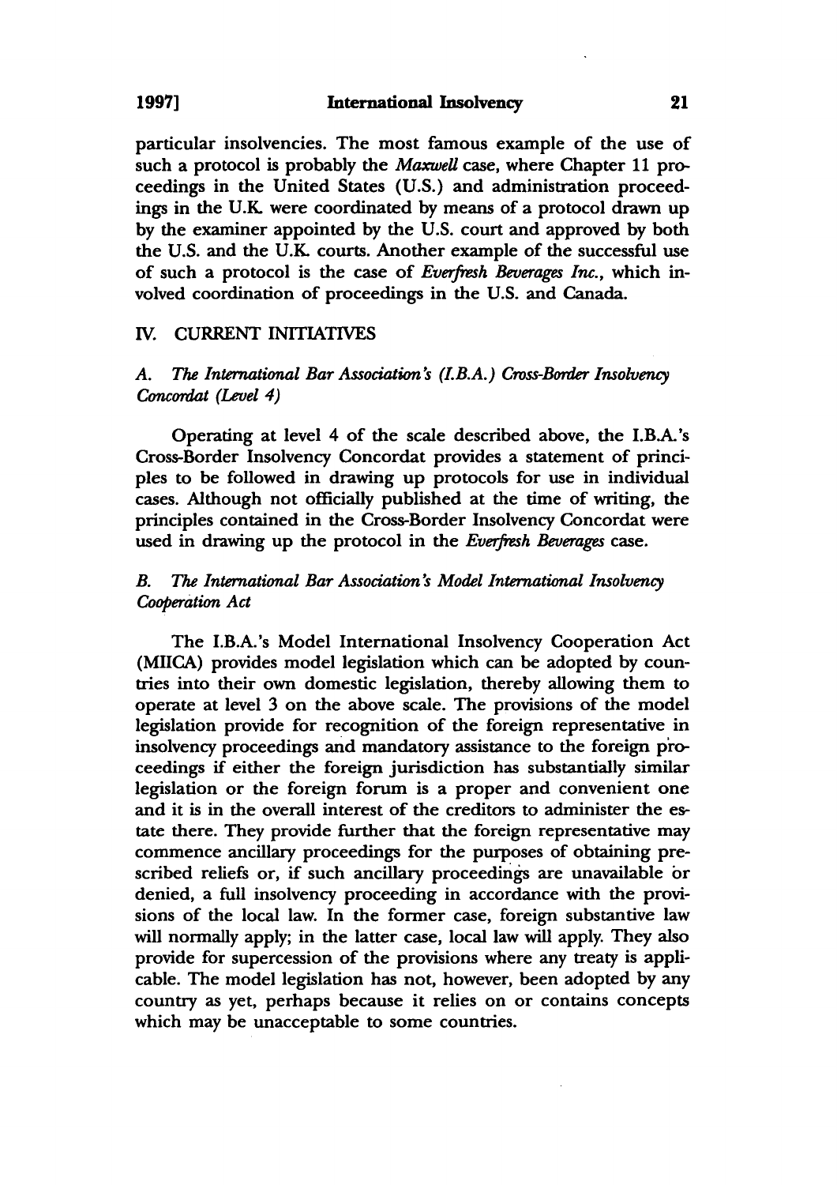particular insolvencies. The most famous example of the use of such a protocol is probably the *Maxwell* case, where Chapter 11 proceedings in the United States (U.S.) and administration proceedings in the U.K. were coordinated by means of a protocol drawn up by the examiner appointed by the U.S. court and approved by both the U.S. and the U.K. courts. Another example of the successful use of such a protocol is the case of *Everfresh Beverages Inc.*, which involved coordination of proceedings in the U.S. and Canada.

## IV. CURRENT INITIATIVES

### A. *The International Bar Association's (I.B.A.) Cross-Border Insolvency Concordat (Level 4)*

Operating at level 4 of the scale described above, the I.B.A.'s Cross-Border Insolvency Concordat provides a statement of principles to be followed in drawing up protocols for use in individual cases. Although not officially published at the time of writing, the principles contained in the Cross-Border Insolvency Concordat were used in drawing up the protocol in the *Everfresh Beverages* case.

### B. *The International Bar Association's Model International Insolvency Cooperation Act*

The I.B.A.'s Model International Insolvency Cooperation Act (MIICA) provides model legislation which can be adopted by countries into their own domestic legislation, thereby allowing them to operate at level 3 on the above scale. The provisions of the model legislation provide for recognition of the foreign representative in insolvency proceedings and mandatory assistance to the foreign proceedings if either the foreign jurisdiction has substantially similar legislation or the foreign forum is a proper and convenient one and it is in the overall interest of the creditors to administer the estate there. They provide further that the foreign representative may commence ancillary proceedings for the purposes of obtaining prescribed reliefs or, if such ancillary proceedings are unavailable or denied, a full insolvency proceeding in accordance with the provisions of the local law. In the former case, foreign substantive law will normally apply; in the latter case, local law will apply. They also provide for supercession of the provisions where any treaty is applicable. The model legislation has not, however, been adopted by any country as yet, perhaps because it relies on or contains concepts which may be unacceptable to some countries.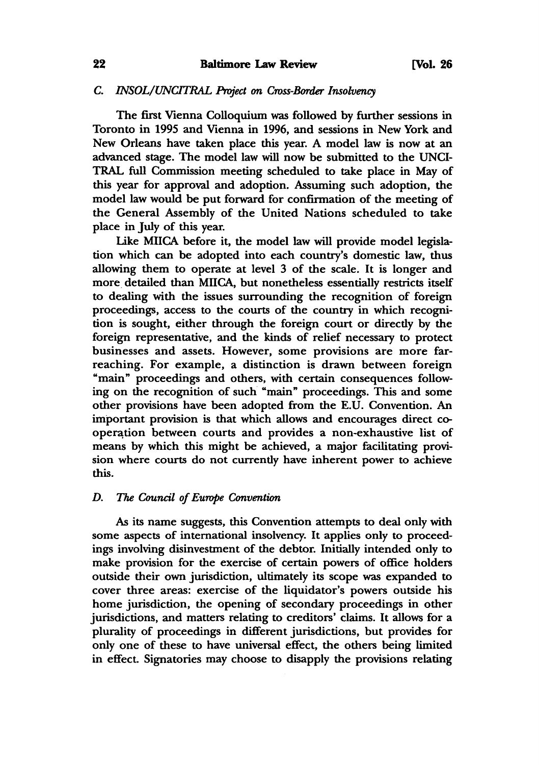### *C. INSOL/UNCITRAL Project on Cross-Border Insolvency*

The first Vienna Colloquium was followed by further sessions in Toronto in 1995 and Vienna in 1996, and sessions in New York and New Orleans have taken place this year. A model law is now at an advanced stage. The model law will now be submitted to the UNCITRAL full Commission meeting scheduled to take place in May of this year for approval and adoption. Assuming such adoption, the model law would be put forward for confirmation of the meeting of the General Assembly of the United Nations scheduled to take place in July of this year.

Like MIICA before it, the model law will provide model legislation which can be adopted into each country's domestic law, thus allowing them to operate at level 3 of the scale. It is longer and more detailed than MIICA, but nonetheless essentially restricts itself to dealing with the issues surrounding the recognition of foreign proceedings, access to the courts of the country in which recognition is sought, either through the foreign court or directly by the foreign representative, and the kinds of relief necessary to protect businesses and assets. However, some provisions are more far-reaching. For example, a distinction is drawn between foreign "main" proceedings and others, with certain consequences following on the recognition of such "main" proceedings. This and some other provisions have been adopted from the E.U. Convention. An important provision is that which allows and encourages direct co-operation between courts and provides a non-exhaustive list of means by which this might be achieved, a major facilitating provision where courts do not currently have inherent power to achieve this.

### *D. The Council of Europe Convention*

As its name suggests, this Convention attempts to deal only with some aspects of international insolvency. It applies only to proceedings involving disinvestment of the debtor. Initially intended only to make provision for the exercise of certain powers of office holders outside their own jurisdiction, ultimately its scope was expanded to cover three areas: exercise of the liquidator's powers outside his home jurisdiction, the opening of secondary proceedings in other jurisdictions, and matters relating to creditors' claims. It allows for a plurality of proceedings in different jurisdictions, but provides for only one of these to have universal effect, the others being limited in effect. Signatories may choose to disapply the provisions relating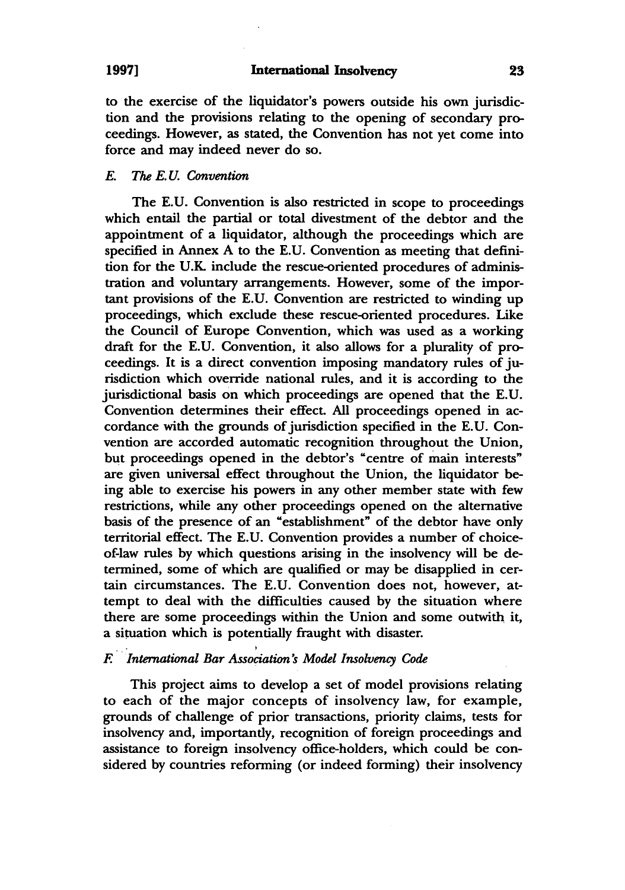to the exercise of the liquidator's powers outside his own jurisdiction and the provisions relating to the opening of secondary proceedings. However, as stated, the Convention has not yet come into force and may indeed never do so.

### *E. The E.U. Convention*

The E.U. Convention is also restricted in scope to proceedings which entail the partial or total divestment of the debtor and the appointment of a liquidator, although the proceedings which are specified in Annex A to the E.U. Convention as meeting that definition for the U.K. include the rescue-oriented procedures of administration and voluntary arrangements. However, some of the important provisions of the E.U. Convention are restricted to winding up proceedings, which exclude these rescue-oriented procedures. Like the Council of Europe Convention, which was used as a working draft for the E.U. Convention, it also allows for a plurality of proceedings. It is a direct convention imposing mandatory rules of jurisdiction which override national rules, and it is according to the jurisdictional basis on which proceedings are opened that the E.U. Convention determines their effect. All proceedings opened in accordance with the grounds of jurisdiction specified in the E.U. Convention are accorded automatic recognition throughout the Union, but proceedings opened in the debtor's "centre of main interests" are given universal effect throughout the Union, the liquidator being able to exercise his powers in any other member state with few restrictions, while any other proceedings opened on the alternative basis of the presence of an "establishment" of the debtor have only territorial effect. The E.U. Convention provides a number of choice-of-law rules by which questions arising in the insolvency will be determined, some of which are qualified or may be disapplied in certain circumstances. The E.U. Convention does not, however, attempt to deal with the difficulties caused by the situation where there are some proceedings within the Union and some outwith it, a situation which is potentially fraught with disaster.

### *F. International Bar Association's Model Insolvency Code*

This project aims to develop a set of model provisions relating to each of the major concepts of insolvency law, for example, grounds of challenge of prior transactions, priority claims, tests for insolvency and, importantly, recognition of foreign proceedings and assistance to foreign insolvency office-holders, which could be considered by countries reforming (or indeed forming) their insolvency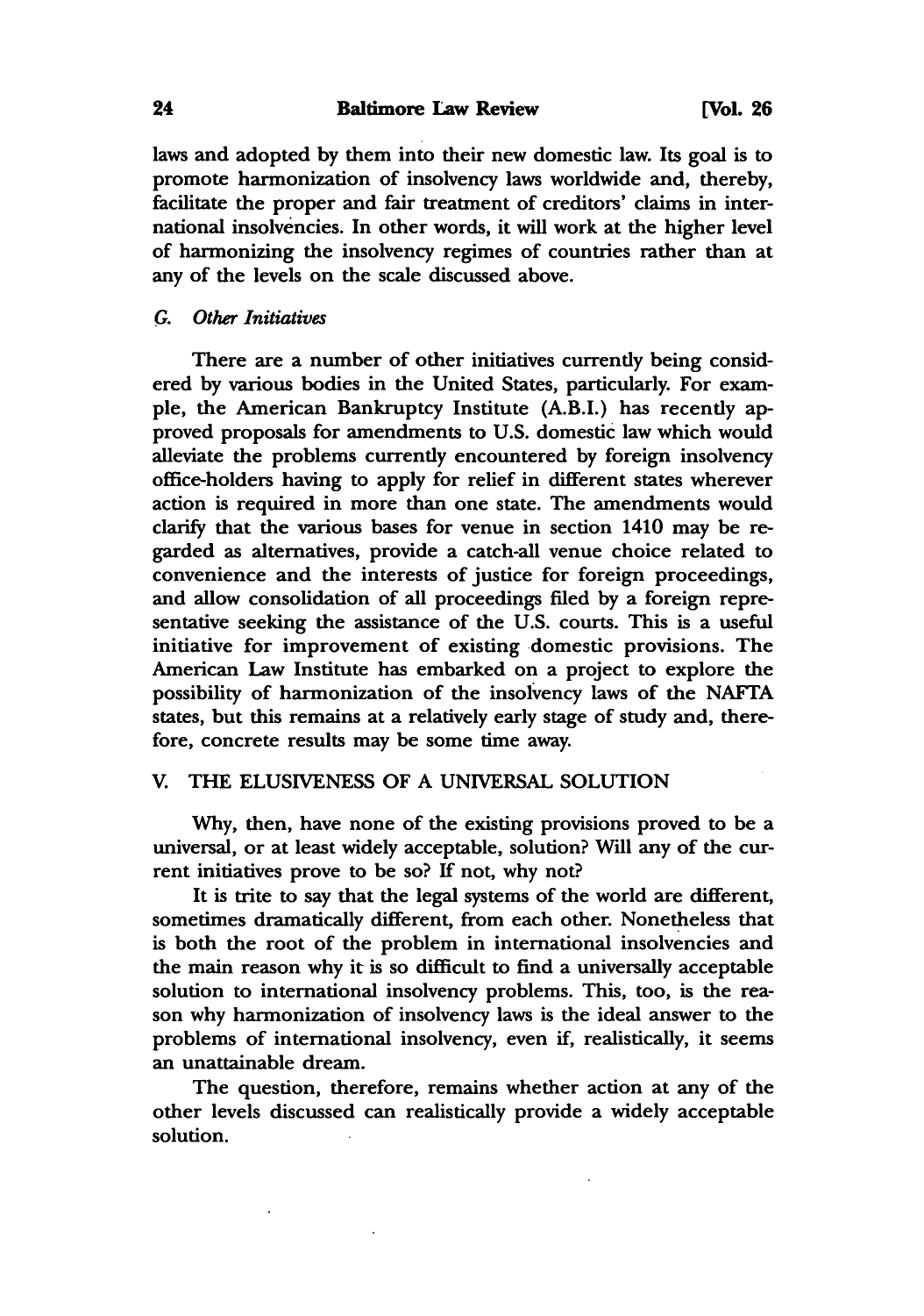laws and adopted by them into their new domestic law. Its goal is to promote harmonization of insolvency laws worldwide and, thereby, facilitate the proper and fair treatment of creditors' claims in international insolvencies. In other words, it will work at the higher level of harmonizing the insolvency regimes of countries rather than at any of the levels on the scale discussed above.

### G. *Other Initiatives*

There are a number of other initiatives currently being considered by various bodies in the United States, particularly. For example, the American Bankruptcy Institute (A.B.I.) has recently approved proposals for amendments to U.S. domestic law which would alleviate the problems currently encountered by foreign insolvency office-holders having to apply for relief in different states wherever action is required in more than one state. The amendments would clarify that the various bases for venue in section 1410 may be regarded as alternatives, provide a catch-all venue choice related to convenience and the interests of justice for foreign proceedings, and allow consolidation of all proceedings filed by a foreign representative seeking the assistance of the U.S. courts. This is a useful initiative for improvement of existing domestic provisions. The American Law Institute has embarked on a project to explore the possibility of harmonization of the insolvency laws of the NAFTA states, but this remains at a relatively early stage of study and, therefore, concrete results may be some time away.

## V. THE ELUSIVENESS OF A UNIVERSAL SOLUTION

Why, then, have none of the existing provisions proved to be a universal, or at least widely acceptable, solution? Will any of the current initiatives prove to be so? If not, why not?

It is trite to say that the legal systems of the world are different, sometimes dramatically different, from each other. Nonetheless that is both the root of the problem in international insolvencies and the main reason why it is so difficult to find a universally acceptable solution to international insolvency problems. This, too, is the reason why harmonization of insolvency laws is the ideal answer to the problems of international insolvency, even if, realistically, it seems an unattainable dream.

The question, therefore, remains whether action at any of the other levels discussed can realistically provide a widely acceptable solution.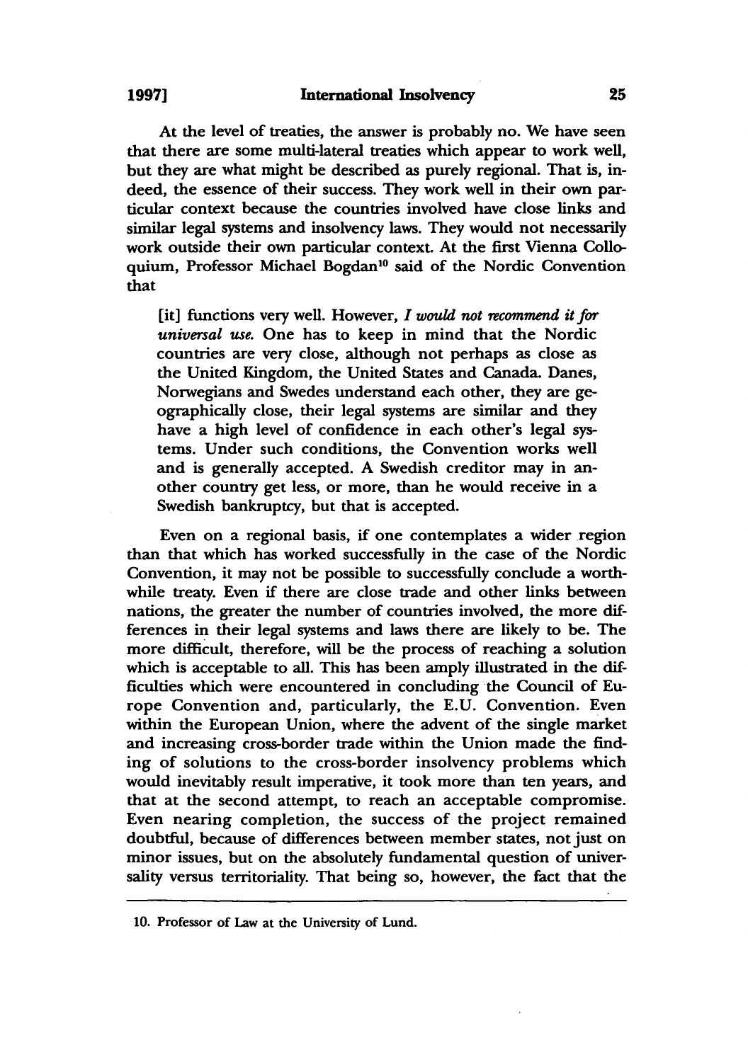At the level of treaties, the answer is probably no. We have seen that there are some multi-lateral treaties which appear to work well, but they are what might be described as purely regional. That is, indeed, the essence of their success. They work well in their own particular context because the countries involved have close links and similar legal systems and insolvency laws. They would not necessarily work outside their own particular context. At the first Vienna Colloquium, Professor Michael Bogdan[10] said of the Nordic Convention that

> [it] functions very well. However, *I would not recommend it for universal use.* One has to keep in mind that the Nordic countries are very close, although not perhaps as close as the United Kingdom, the United States and Canada. Danes, Norwegians and Swedes understand each other, they are geographically close, their legal systems are similar and they have a high level of confidence in each other's legal systems. Under such conditions, the Convention works well and is generally accepted. A Swedish creditor may in another country get less, or more, than he would receive in a Swedish bankruptcy, but that is accepted.

Even on a regional basis, if one contemplates a wider region than that which has worked successfully in the case of the Nordic Convention, it may not be possible to successfully conclude a worthwhile treaty. Even if there are close trade and other links between nations, the greater the number of countries involved, the more differences in their legal systems and laws there are likely to be. The more difficult, therefore, will be the process of reaching a solution which is acceptable to all. This has been amply illustrated in the difficulties which were encountered in concluding the Council of Europe Convention and, particularly, the E.U. Convention. Even within the European Union, where the advent of the single market and increasing cross-border trade within the Union made the finding of solutions to the cross-border insolvency problems which would inevitably result imperative, it took more than ten years, and that at the second attempt, to reach an acceptable compromise. Even nearing completion, the success of the project remained doubtful, because of differences between member states, not just on minor issues, but on the absolutely fundamental question of universality versus territoriality. That being so, however, the fact that the

---

10. Professor of Law at the University of Lund.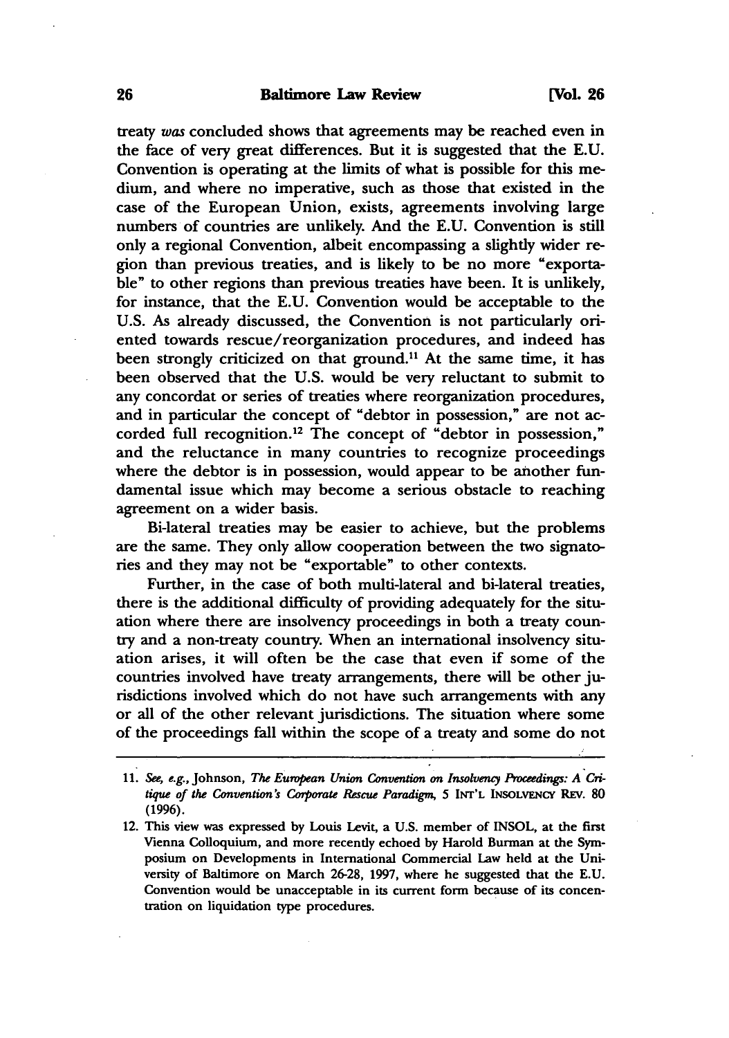treaty *was* concluded shows that agreements may be reached even in the face of very great differences. But it is suggested that the E.U. Convention is operating at the limits of what is possible for this medium, and where no imperative, such as those that existed in the case of the European Union, exists, agreements involving large numbers of countries are unlikely. And the E.U. Convention is still only a regional Convention, albeit encompassing a slightly wider region than previous treaties, and is likely to be no more "exportable" to other regions than previous treaties have been. It is unlikely, for instance, that the E.U. Convention would be acceptable to the U.S. As already discussed, the Convention is not particularly oriented towards rescue/reorganization procedures, and indeed has been strongly criticized on that ground.[11] At the same time, it has been observed that the U.S. would be very reluctant to submit to any concordat or series of treaties where reorganization procedures, and in particular the concept of "debtor in possession," are not accorded full recognition.[12] The concept of "debtor in possession," and the reluctance in many countries to recognize proceedings where the debtor is in possession, would appear to be another fundamental issue which may become a serious obstacle to reaching agreement on a wider basis.

Bi-lateral treaties may be easier to achieve, but the problems are the same. They only allow cooperation between the two signatories and they may not be "exportable" to other contexts.

Further, in the case of both multi-lateral and bi-lateral treaties, there is the additional difficulty of providing adequately for the situation where there are insolvency proceedings in both a treaty country and a non-treaty country. When an international insolvency situation arises, it will often be the case that even if some of the countries involved have treaty arrangements, there will be other jurisdictions involved which do not have such arrangements with any or all of the other relevant jurisdictions. The situation where some of the proceedings fall within the scope of a treaty and some do not

---

11. *See, e.g.*, Johnson, *The European Union Convention on Insolvency Proceedings: A Critique of the Convention's Corporate Rescue Paradigm*, 5 INT'L INSOLVENCY REV. 80 (1996).

12. This view was expressed by Louis Levit, a U.S. member of INSOL, at the first Vienna Colloquium, and more recently echoed by Harold Burman at the Symposium on Developments in International Commercial Law held at the University of Baltimore on March 26-28, 1997, where he suggested that the E.U. Convention would be unacceptable in its current form because of its concentration on liquidation type procedures.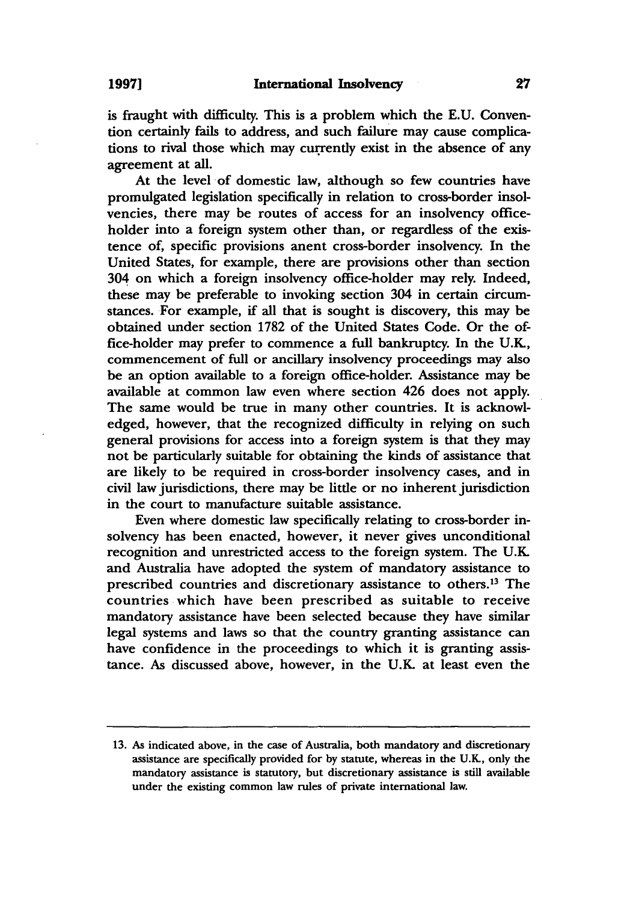is fraught with difficulty. This is a problem which the E.U. Convention certainly fails to address, and such failure may cause complications to rival those which may currently exist in the absence of any agreement at all.

At the level of domestic law, although so few countries have promulgated legislation specifically in relation to cross-border insolvencies, there may be routes of access for an insolvency office-holder into a foreign system other than, or regardless of the existence of, specific provisions anent cross-border insolvency. In the United States, for example, there are provisions other than section 304 on which a foreign insolvency office-holder may rely. Indeed, these may be preferable to invoking section 304 in certain circumstances. For example, if all that is sought is discovery, this may be obtained under section 1782 of the United States Code. Or the office-holder may prefer to commence a full bankruptcy. In the U.K., commencement of full or ancillary insolvency proceedings may also be an option available to a foreign office-holder. Assistance may be available at common law even where section 426 does not apply. The same would be true in many other countries. It is acknowledged, however, that the recognized difficulty in relying on such general provisions for access into a foreign system is that they may not be particularly suitable for obtaining the kinds of assistance that are likely to be required in cross-border insolvency cases, and in civil law jurisdictions, there may be little or no inherent jurisdiction in the court to manufacture suitable assistance.

Even where domestic law specifically relating to cross-border insolvency has been enacted, however, it never gives unconditional recognition and unrestricted access to the foreign system. The U.K. and Australia have adopted the system of mandatory assistance to prescribed countries and discretionary assistance to others.[13] The countries which have been prescribed as suitable to receive mandatory assistance have been selected because they have similar legal systems and laws so that the country granting assistance can have confidence in the proceedings to which it is granting assistance. As discussed above, however, in the U.K. at least even the

13. As indicated above, in the case of Australia, both mandatory and discretionary assistance are specifically provided for by statute, whereas in the U.K., only the mandatory assistance is statutory, but discretionary assistance is still available under the existing common law rules of private international law.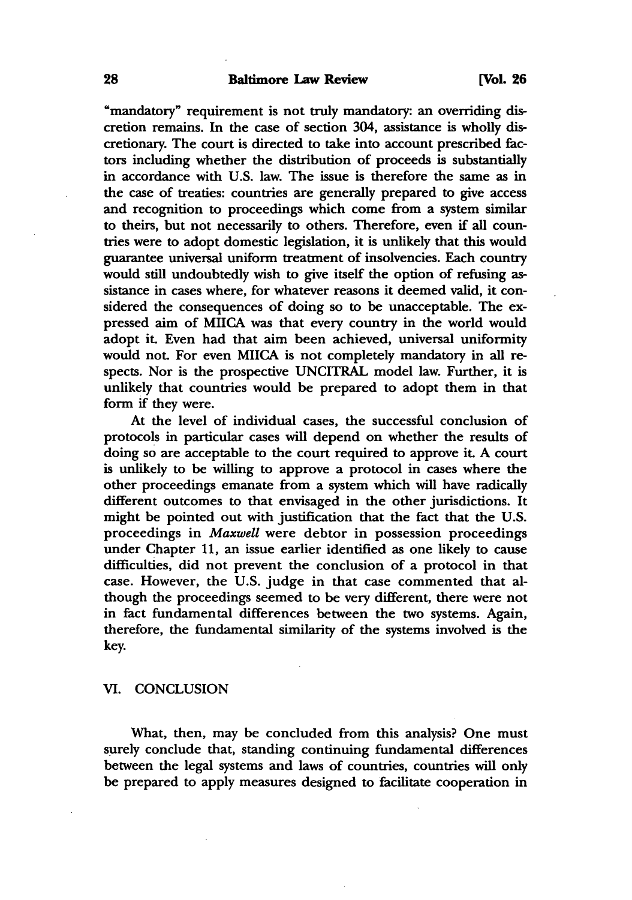"mandatory" requirement is not truly mandatory: an overriding discretion remains. In the case of section 304, assistance is wholly discretionary. The court is directed to take into account prescribed factors including whether the distribution of proceeds is substantially in accordance with U.S. law. The issue is therefore the same as in the case of treaties: countries are generally prepared to give access and recognition to proceedings which come from a system similar to theirs, but not necessarily to others. Therefore, even if all countries were to adopt domestic legislation, it is unlikely that this would guarantee universal uniform treatment of insolvencies. Each country would still undoubtedly wish to give itself the option of refusing assistance in cases where, for whatever reasons it deemed valid, it considered the consequences of doing so to be unacceptable. The expressed aim of MIICA was that every country in the world would adopt it. Even had that aim been achieved, universal uniformity would not. For even MIICA is not completely mandatory in all respects. Nor is the prospective UNCITRAL model law. Further, it is unlikely that countries would be prepared to adopt them in that form if they were.

At the level of individual cases, the successful conclusion of protocols in particular cases will depend on whether the results of doing so are acceptable to the court required to approve it. A court is unlikely to be willing to approve a protocol in cases where the other proceedings emanate from a system which will have radically different outcomes to that envisaged in the other jurisdictions. It might be pointed out with justification that the fact that the U.S. proceedings in *Maxwell* were debtor in possession proceedings under Chapter 11, an issue earlier identified as one likely to cause difficulties, did not prevent the conclusion of a protocol in that case. However, the U.S. judge in that case commented that although the proceedings seemed to be very different, there were not in fact fundamental differences between the two systems. Again, therefore, the fundamental similarity of the systems involved is the key.

## VI. CONCLUSION

What, then, may be concluded from this analysis? One must surely conclude that, standing continuing fundamental differences between the legal systems and laws of countries, countries will only be prepared to apply measures designed to facilitate cooperation in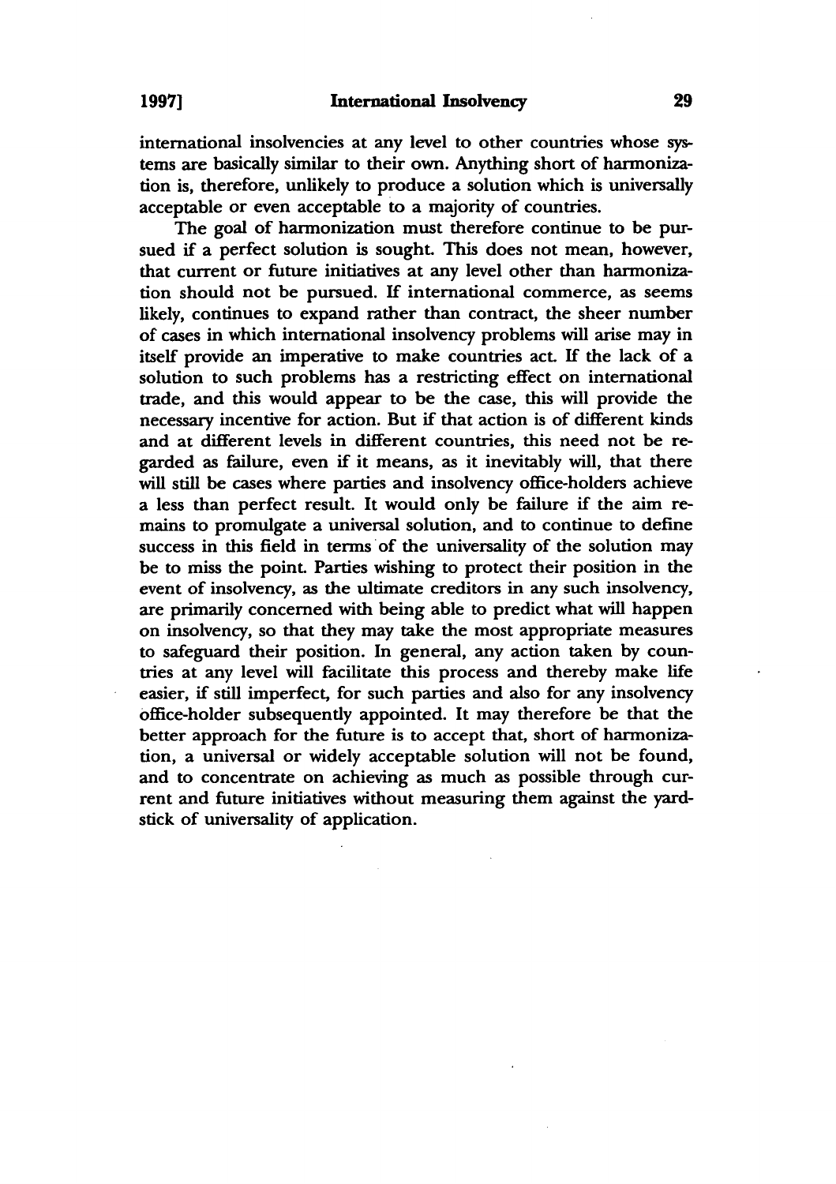international insolvencies at any level to other countries whose systems are basically similar to their own. Anything short of harmonization is, therefore, unlikely to produce a solution which is universally acceptable or even acceptable to a majority of countries.

The goal of harmonization must therefore continue to be pursued if a perfect solution is sought. This does not mean, however, that current or future initiatives at any level other than harmonization should not be pursued. If international commerce, as seems likely, continues to expand rather than contract, the sheer number of cases in which international insolvency problems will arise may in itself provide an imperative to make countries act. If the lack of a solution to such problems has a restricting effect on international trade, and this would appear to be the case, this will provide the necessary incentive for action. But if that action is of different kinds and at different levels in different countries, this need not be regarded as failure, even if it means, as it inevitably will, that there will still be cases where parties and insolvency office-holders achieve a less than perfect result. It would only be failure if the aim remains to promulgate a universal solution, and to continue to define success in this field in terms of the universality of the solution may be to miss the point. Parties wishing to protect their position in the event of insolvency, as the ultimate creditors in any such insolvency, are primarily concerned with being able to predict what will happen on insolvency, so that they may take the most appropriate measures to safeguard their position. In general, any action taken by countries at any level will facilitate this process and thereby make life easier, if still imperfect, for such parties and also for any insolvency office-holder subsequently appointed. It may therefore be that the better approach for the future is to accept that, short of harmonization, a universal or widely acceptable solution will not be found, and to concentrate on achieving as much as possible through current and future initiatives without measuring them against the yardstick of universality of application.